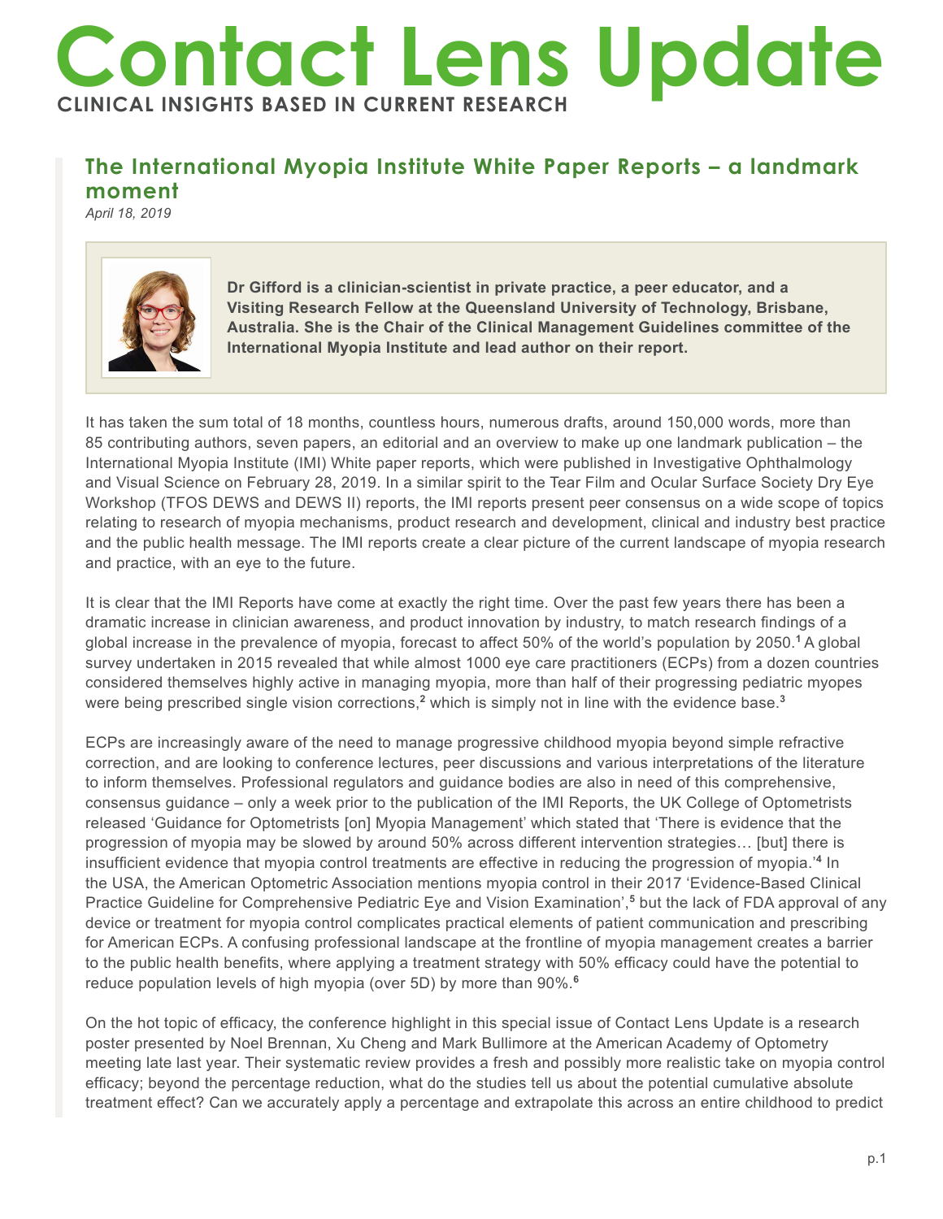# Contact Lens Update

**CLINICAL INSIGHTS BASED IN CURRENT RESEARCH**

## The International Myopia Institute White Paper Reports – a landmark moment

*April 18, 2019*

**Dr Gifford is a clinician-scientist in private practice, a peer educator, and a Visiting Research Fellow at the Queensland University of Technology, Brisbane, Australia. She is the Chair of the Clinical Management Guidelines committee of the International Myopia Institute and lead author on their report.**

It has taken the sum total of 18 months, countless hours, numerous drafts, around 150,000 words, more than 85 contributing authors, seven papers, an editorial and an overview to make up one landmark publication – the International Myopia Institute (IMI) White paper reports, which were published in Investigative Ophthalmology and Visual Science on February 28, 2019. In a similar spirit to the Tear Film and Ocular Surface Society Dry Eye Workshop (TFOS DEWS and DEWS II) reports, the IMI reports present peer consensus on a wide scope of topics relating to research of myopia mechanisms, product research and development, clinical and industry best practice and the public health message. The IMI reports create a clear picture of the current landscape of myopia research and practice, with an eye to the future.

It is clear that the IMI Reports have come at exactly the right time. Over the past few years there has been a dramatic increase in clinician awareness, and product innovation by industry, to match research findings of a global increase in the prevalence of myopia, forecast to affect 50% of the world's population by 2050.[1] A global survey undertaken in 2015 revealed that while almost 1000 eye care practitioners (ECPs) from a dozen countries considered themselves highly active in managing myopia, more than half of their progressing pediatric myopes were being prescribed single vision corrections,[2] which is simply not in line with the evidence base.[3]

ECPs are increasingly aware of the need to manage progressive childhood myopia beyond simple refractive correction, and are looking to conference lectures, peer discussions and various interpretations of the literature to inform themselves. Professional regulators and guidance bodies are also in need of this comprehensive, consensus guidance – only a week prior to the publication of the IMI Reports, the UK College of Optometrists released 'Guidance for Optometrists [on] Myopia Management' which stated that 'There is evidence that the progression of myopia may be slowed by around 50% across different intervention strategies… [but] there is insufficient evidence that myopia control treatments are effective in reducing the progression of myopia.'[4] In the USA, the American Optometric Association mentions myopia control in their 2017 'Evidence-Based Clinical Practice Guideline for Comprehensive Pediatric Eye and Vision Examination',[5] but the lack of FDA approval of any device or treatment for myopia control complicates practical elements of patient communication and prescribing for American ECPs. A confusing professional landscape at the frontline of myopia management creates a barrier to the public health benefits, where applying a treatment strategy with 50% efficacy could have the potential to reduce population levels of high myopia (over 5D) by more than 90%.[6]

On the hot topic of efficacy, the conference highlight in this special issue of Contact Lens Update is a research poster presented by Noel Brennan, Xu Cheng and Mark Bullimore at the American Academy of Optometry meeting late last year. Their systematic review provides a fresh and possibly more realistic take on myopia control efficacy; beyond the percentage reduction, what do the studies tell us about the potential cumulative absolute treatment effect? Can we accurately apply a percentage and extrapolate this across an entire childhood to predict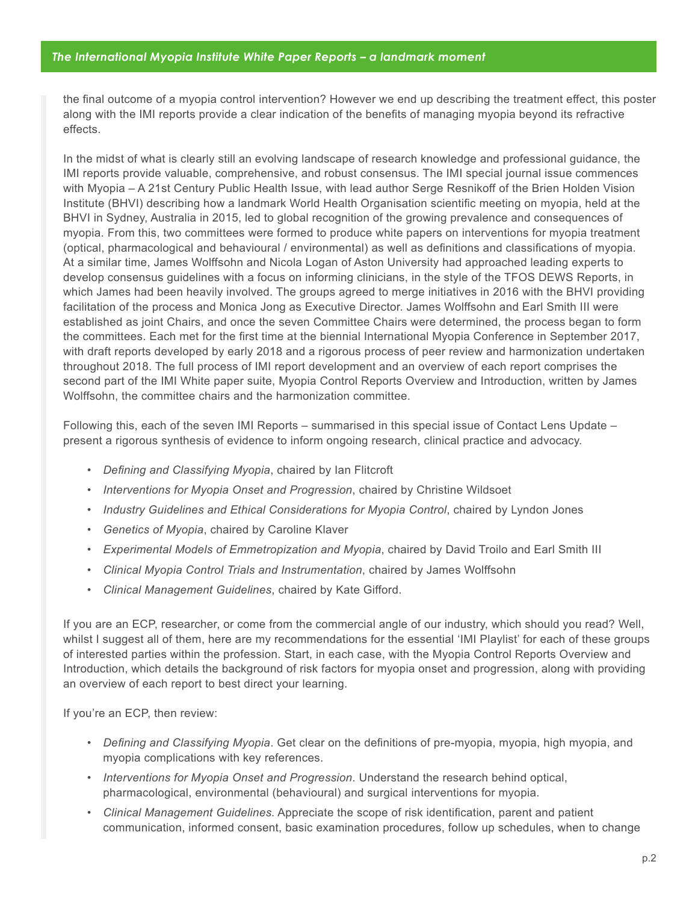the final outcome of a myopia control intervention? However we end up describing the treatment effect, this poster along with the IMI reports provide a clear indication of the benefits of managing myopia beyond its refractive effects.

In the midst of what is clearly still an evolving landscape of research knowledge and professional guidance, the IMI reports provide valuable, comprehensive, and robust consensus. The IMI special journal issue commences with Myopia – A 21st Century Public Health Issue, with lead author Serge Resnikoff of the Brien Holden Vision Institute (BHVI) describing how a landmark World Health Organisation scientific meeting on myopia, held at the BHVI in Sydney, Australia in 2015, led to global recognition of the growing prevalence and consequences of myopia. From this, two committees were formed to produce white papers on interventions for myopia treatment (optical, pharmacological and behavioural / environmental) as well as definitions and classifications of myopia. At a similar time, James Wolffsohn and Nicola Logan of Aston University had approached leading experts to develop consensus guidelines with a focus on informing clinicians, in the style of the TFOS DEWS Reports, in which James had been heavily involved. The groups agreed to merge initiatives in 2016 with the BHVI providing facilitation of the process and Monica Jong as Executive Director. James Wolffsohn and Earl Smith III were established as joint Chairs, and once the seven Committee Chairs were determined, the process began to form the committees. Each met for the first time at the biennial International Myopia Conference in September 2017, with draft reports developed by early 2018 and a rigorous process of peer review and harmonization undertaken throughout 2018. The full process of IMI report development and an overview of each report comprises the second part of the IMI White paper suite, Myopia Control Reports Overview and Introduction, written by James Wolffsohn, the committee chairs and the harmonization committee.

Following this, each of the seven IMI Reports – summarised in this special issue of Contact Lens Update – present a rigorous synthesis of evidence to inform ongoing research, clinical practice and advocacy.

- *Defining and Classifying Myopia*, chaired by Ian Flitcroft
- *Interventions for Myopia Onset and Progression*, chaired by Christine Wildsoet
- *Industry Guidelines and Ethical Considerations for Myopia Control*, chaired by Lyndon Jones
- *Genetics of Myopia*, chaired by Caroline Klaver
- *Experimental Models of Emmetropization and Myopia*, chaired by David Troilo and Earl Smith III
- *Clinical Myopia Control Trials and Instrumentation*, chaired by James Wolffsohn
- *Clinical Management Guidelines*, chaired by Kate Gifford.

If you are an ECP, researcher, or come from the commercial angle of our industry, which should you read? Well, whilst I suggest all of them, here are my recommendations for the essential 'IMI Playlist' for each of these groups of interested parties within the profession. Start, in each case, with the Myopia Control Reports Overview and Introduction, which details the background of risk factors for myopia onset and progression, along with providing an overview of each report to best direct your learning.

If you're an ECP, then review:

- *Defining and Classifying Myopia*. Get clear on the definitions of pre-myopia, myopia, high myopia, and myopia complications with key references.
- *Interventions for Myopia Onset and Progression*. Understand the research behind optical, pharmacological, environmental (behavioural) and surgical interventions for myopia.
- *Clinical Management Guidelines.* Appreciate the scope of risk identification, parent and patient communication, informed consent, basic examination procedures, follow up schedules, when to change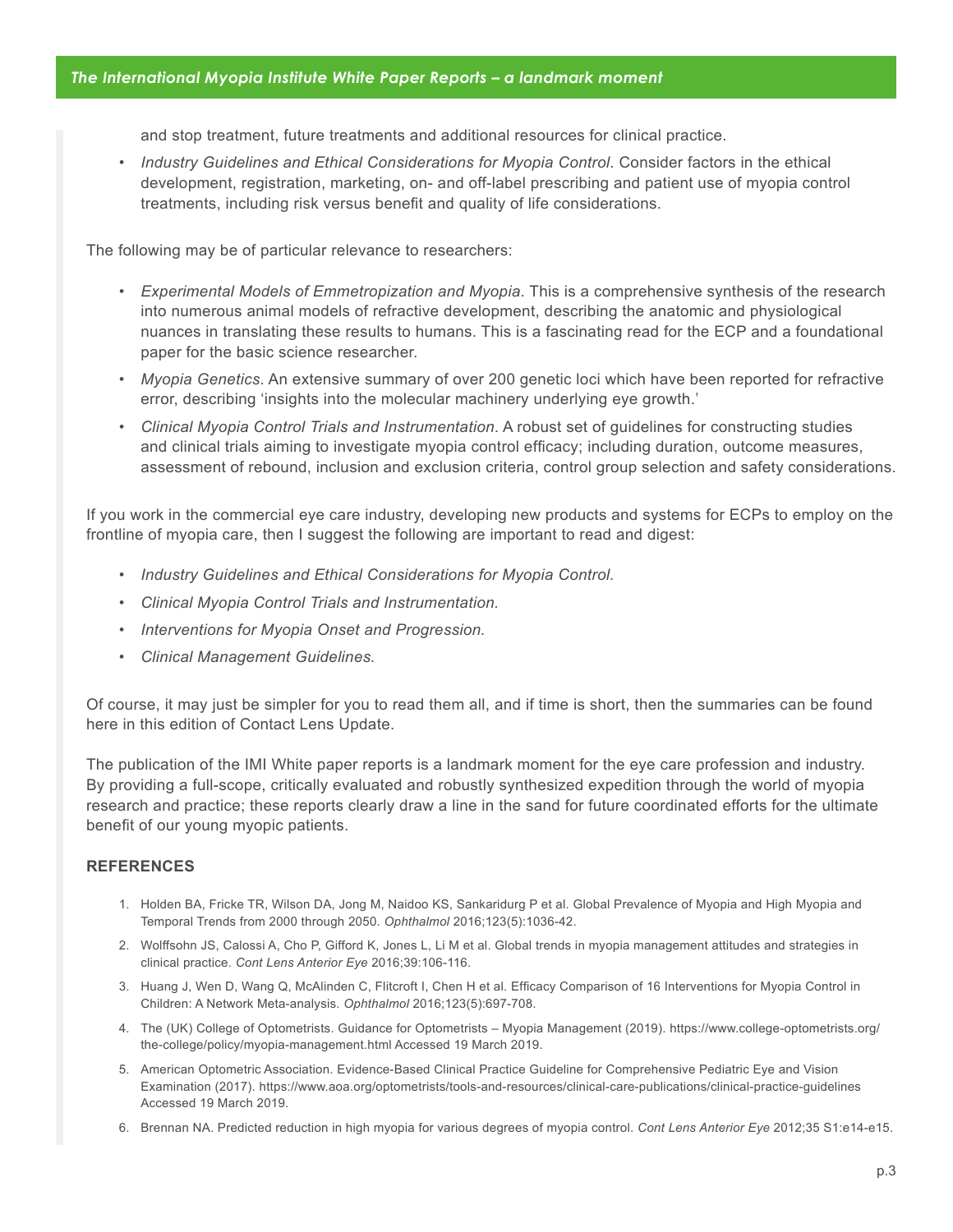and stop treatment, future treatments and additional resources for clinical practice.

- *Industry Guidelines and Ethical Considerations for Myopia Control*. Consider factors in the ethical development, registration, marketing, on- and off-label prescribing and patient use of myopia control treatments, including risk versus benefit and quality of life considerations.

The following may be of particular relevance to researchers:

- *Experimental Models of Emmetropization and Myopia*. This is a comprehensive synthesis of the research into numerous animal models of refractive development, describing the anatomic and physiological nuances in translating these results to humans. This is a fascinating read for the ECP and a foundational paper for the basic science researcher.
- *Myopia Genetics*. An extensive summary of over 200 genetic loci which have been reported for refractive error, describing 'insights into the molecular machinery underlying eye growth.'
- *Clinical Myopia Control Trials and Instrumentation*. A robust set of guidelines for constructing studies and clinical trials aiming to investigate myopia control efficacy; including duration, outcome measures, assessment of rebound, inclusion and exclusion criteria, control group selection and safety considerations.

If you work in the commercial eye care industry, developing new products and systems for ECPs to employ on the frontline of myopia care, then I suggest the following are important to read and digest:

- *Industry Guidelines and Ethical Considerations for Myopia Control.*
- *Clinical Myopia Control Trials and Instrumentation.*
- *Interventions for Myopia Onset and Progression.*
- *Clinical Management Guidelines.*

Of course, it may just be simpler for you to read them all, and if time is short, then the summaries can be found here in this edition of Contact Lens Update.

The publication of the IMI White paper reports is a landmark moment for the eye care profession and industry. By providing a full-scope, critically evaluated and robustly synthesized expedition through the world of myopia research and practice; these reports clearly draw a line in the sand for future coordinated efforts for the ultimate benefit of our young myopic patients.

## REFERENCES

1. Holden BA, Fricke TR, Wilson DA, Jong M, Naidoo KS, Sankaridurg P et al. Global Prevalence of Myopia and High Myopia and Temporal Trends from 2000 through 2050. *Ophthalmol* 2016;123(5):1036-42.
2. Wolffsohn JS, Calossi A, Cho P, Gifford K, Jones L, Li M et al. Global trends in myopia management attitudes and strategies in clinical practice. *Cont Lens Anterior Eye* 2016;39:106-116.
3. Huang J, Wen D, Wang Q, McAlinden C, Flitcroft I, Chen H et al. Efficacy Comparison of 16 Interventions for Myopia Control in Children: A Network Meta-analysis. *Ophthalmol* 2016;123(5):697-708.
4. The (UK) College of Optometrists. Guidance for Optometrists – Myopia Management (2019). https://www.college-optometrists.org/the-college/policy/myopia-management.html Accessed 19 March 2019.
5. American Optometric Association. Evidence-Based Clinical Practice Guideline for Comprehensive Pediatric Eye and Vision Examination (2017). https://www.aoa.org/optometrists/tools-and-resources/clinical-care-publications/clinical-practice-guidelines Accessed 19 March 2019.
6. Brennan NA. Predicted reduction in high myopia for various degrees of myopia control. *Cont Lens Anterior Eye* 2012;35 S1:e14-e15.